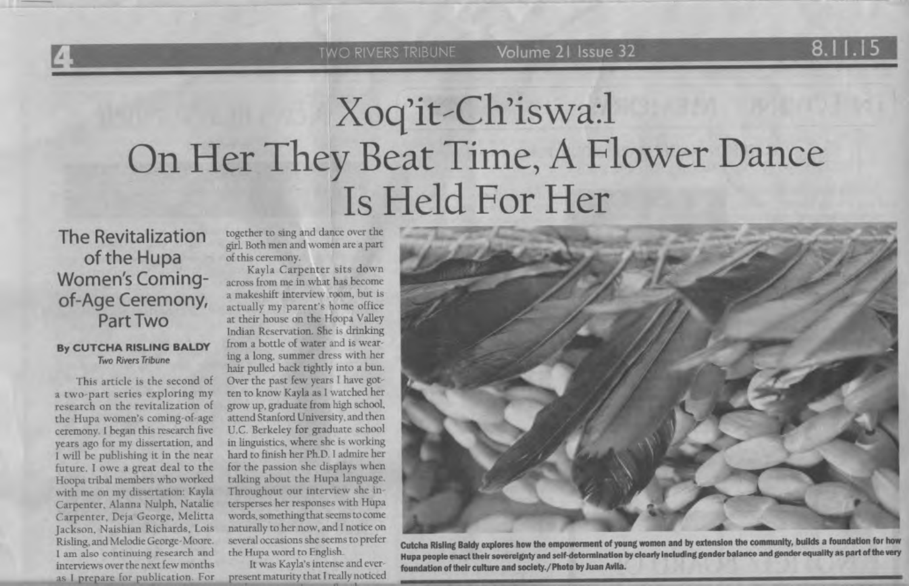# Xoq'it-Ch'iswa:l
# On Her They Beat Time, A Flower Dance Is Held For Her

## The Revitalization of the Hupa Women's Coming-of-Age Ceremony, Part Two

**By CUTCHA RISLING BALDY**
*Two Rivers Tribune*

This article is the second of a two-part series exploring my research on the revitalization of the Hupa women's coming-of-age ceremony. I began this research five years ago for my dissertation, and I will be publishing it in the near future. I owe a great deal to the Hoopa tribal members who worked with me on my dissertation: Kayla Carpenter, Alanna Nulph, Natalie Carpenter, Deja George, Melitta Jackson, Naishian Richards, Lois Risling, and Melodie George-Moore. I am also continuing research and interviews over the next few months as I prepare for publication. For together to sing and dance over the girl. Both men and women are a part of this ceremony.

Kayla Carpenter sits down across from me in what has become a makeshift interview room, but is actually my parent's home office at their house on the Hoopa Valley Indian Reservation. She is drinking from a bottle of water and is wearing a long, summer dress with her hair pulled back tightly into a bun. Over the past few years I have gotten to know Kayla as I watched her grow up, graduate from high school, attend Stanford University, and then U.C. Berkeley for graduate school in linguistics, where she is working hard to finish her Ph.D. I admire her for the passion she displays when talking about the Hupa language. Throughout our interview she intersperses her responses with Hupa words, something that seems to come naturally to her now, and I notice on several occasions she seems to prefer the Hupa word to English.

It was Kayla's intense and ever-present maturity that I really noticed

Cutcha Risling Baldy explores how the empowerment of young women and by extension the community, builds a foundation for how Hupa people enact their sovereignty and self-determination by clearly including gender balance and gender equality as part of the very foundation of their culture and society./Photo by Juan Avila.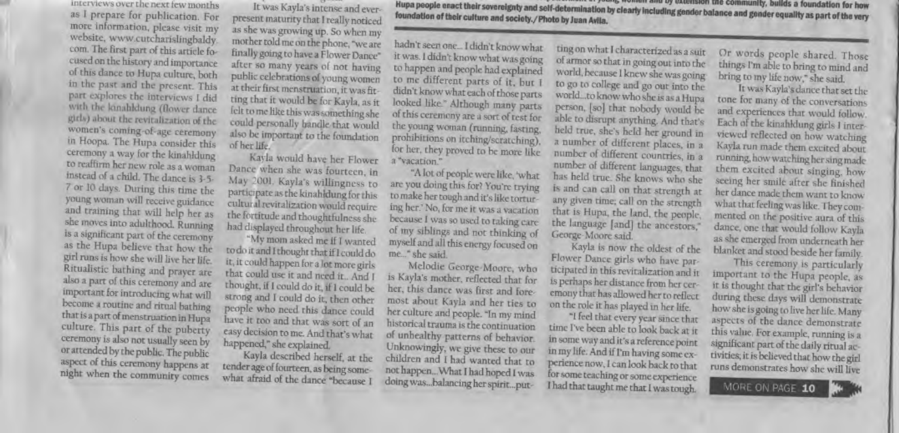Hupa people enact their sovereignty and self-determination by clearly including gender balance and gender equality as part of the very foundation of their culture and society./Photo by Juan Avila.

interviews over the next few months as I prepare for publication. For more information, please visit my website, www.cutcharislingbaldy.com. The first part of this article focused on the history and importance of this dance to Hupa culture, both in the past and the present. This part explores the interviews I did with the kinahldung (flower dance girls) about the revitalization of the women's coming-of-age ceremony in Hoopa. The Hupa consider this ceremony a way for the kinahldung to reaffirm her new role as a woman instead of a child. The dance is 3-5-7 or 10 days. During this time the young woman will receive guidance and training that will help her as she moves into adulthood. Running is a significant part of the ceremony as the Hupa believe that how the girl runs is how she will live her life. Ritualistic bathing and prayer are also a part of this ceremony and are important for introducing what will become a routine and ritual bathing that is a part of menstruation in Hupa culture. This part of the puberty ceremony is also not usually seen by or attended by the public. The public aspect of this ceremony happens at night when the community comes

It was Kayla's intense and ever-present maturity that I really noticed as she was growing up. So when my mother told me on the phone, "we are finally going to have a Flower Dance" after so many years of not having public celebrations of young women at their first menstruation, it was fitting that it would be for Kayla, as it felt to me like this was something she could personally handle that would also be important to the foundation of her life.

Kayla would have her Flower Dance when she was fourteen, in May 2001. Kayla's willingness to participate as the kinahldung for this cultural revitalization would require the fortitude and thoughtfulness she had displayed throughout her life.

"My mom asked me if I wanted to do it and I thought that if I could do it, it could happen for a lot more girls that could use it and need it... And I thought, if I could do it, if I could be strong and I could do it, then other people who need this dance could have it too and that was sort of an easy decision to me. And that's what happened," she explained.

Kayla described herself, at the tender age of fourteen, as being somewhat afraid of the dance "because I hadn't seen one... I didn't know what it was. I didn't know what was going to happen and people had explained to me different parts of it, but I didn't know what each of those parts looked like." Although many parts of this ceremony are a sort of test for the young woman (running, fasting, prohibitions on itching/scratching), for her, they proved to be more like a "vacation."

"A lot of people were like, 'what are you doing this for? You're trying to make her tough and it's like torturing her.' No, for me it was a vacation because I was so used to taking care of my siblings and not thinking of myself and all this energy focused on me..." she said.

Melodie George-Moore, who is Kayla's mother, reflected that for her, this dance was first and foremost about Kayla and her ties to her culture and people. "In my mind historical trauma is the continuation of unhealthy patterns of behavior. Unknowingly, we give these to our children and I had wanted that to not happen... What I had hoped I was doing was...balancing her spirit...putting on what I characterized as a suit of armor so that in going out into the world, because I knew she was going to go to college and go out into the world...to know who she is as a Hupa person, [so] that nobody would be able to disrupt anything. And that's held true, she's held her ground in a number of different places, in a number of different countries, in a number of different languages, that has held true. She knows who she is and can call on that strength at any given time; call on the strength that is Hupa, the land, the people, the language [and] the ancestors," George-Moore said.

Kayla is now the oldest of the Flower Dance girls who have participated in this revitalization and it is perhaps her distance from her ceremony that has allowed her to reflect on the role it has played in her life.

"I feel that every year since that time I've been able to look back at it in some way and it's a reference point in my life. And if I'm having some experience now, I can look back to that for some teaching or some experience I had that taught me that I was tough. Or words people shared. Those things I'm able to bring to mind and bring to my life now," she said.

It was Kayla's dance that set the tone for many of the conversations and experiences that would follow. Each of the kinahldung girls I interviewed reflected on how watching Kayla run made them excited about running, how watching her sing made them excited about singing, how seeing her smile after she finished her dance made them want to know what that feeling was like. They commented on the positive aura of this dance, one that would follow Kayla as she emerged from underneath her blanket and stood beside her family.

This ceremony is particularly important to the Hupa people, as it is thought that the girl's behavior during these days will demonstrate how she is going to live her life. Many aspects of the dance demonstrate this value. For example, running is a significant part of the daily ritual activities; it is believed that how the girl runs demonstrates how she will live

MORE ON PAGE 10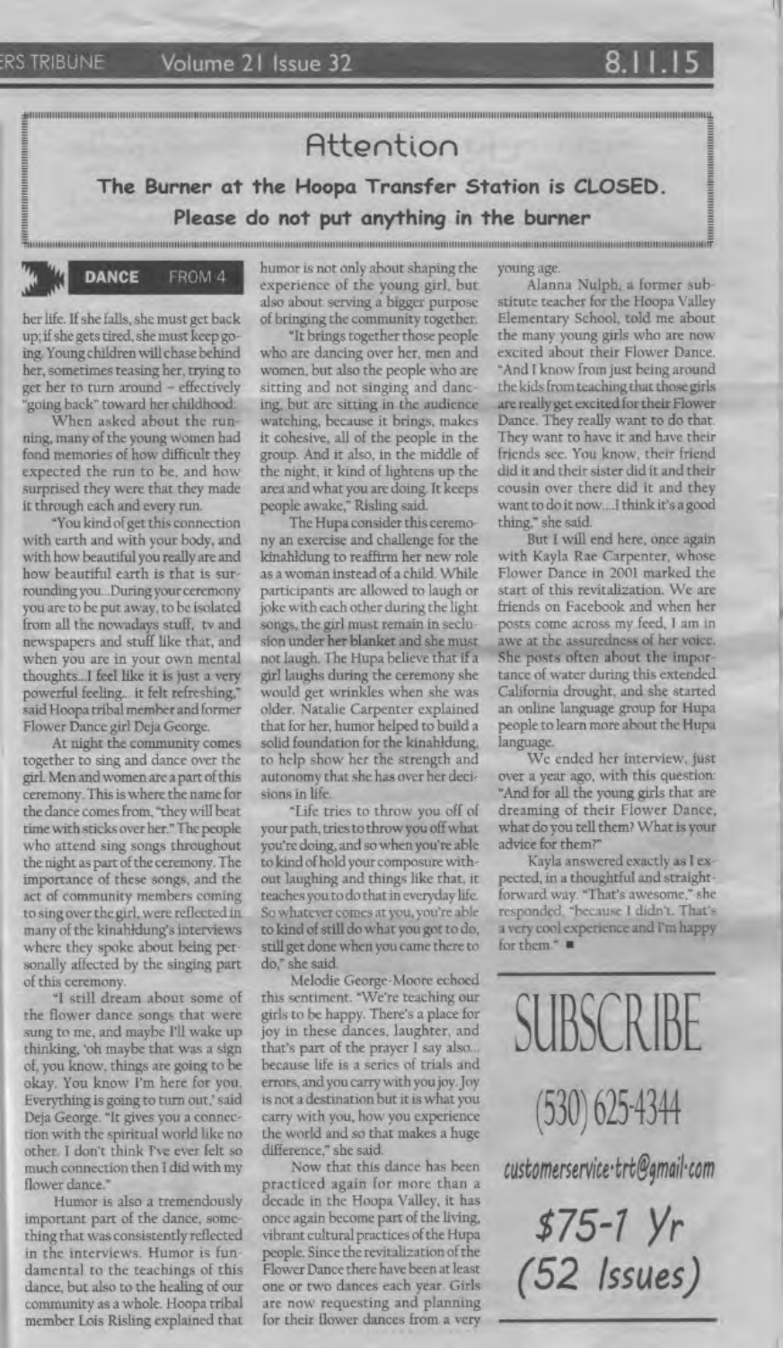## Attention

**The Burner at the Hoopa Transfer Station is CLOSED.**
**Please do not put anything in the burner**

**DANCE** FROM 4

her life. If she falls, she must get back up; if she gets tired, she must keep going. Young children will chase behind her, sometimes teasing her, trying to get her to turn around – effectively "going back" toward her childhood.

When asked about the running, many of the young women had fond memories of how difficult they expected the run to be, and how surprised they were that they made it through each and every run.

"You kind of get this connection with earth and with your body, and with how beautiful you really are and how beautiful earth is that is surrounding you...During your ceremony you are to be put away, to be isolated from all the nowadays stuff, tv and newspapers and stuff like that, and when you are in your own mental thoughts...I feel like it is just a very powerful feeling... it felt refreshing," said Hoopa tribal member and former Flower Dance girl Deja George.

At night the community comes together to sing and dance over the girl. Men and women are a part of this ceremony. This is where the name for the dance comes from, "they will beat time with sticks over her." The people who attend sing songs throughout the night as part of the ceremony. The importance of these songs, and the act of community members coming to sing over the girl, were reflected in many of the kinahłdung's interviews where they spoke about being personally affected by the singing part of this ceremony.

"I still dream about some of the flower dance songs that were sung to me, and maybe I'll wake up thinking, 'oh maybe that was a sign of, you know, things are going to be okay. You know I'm here for you. Everything is going to turn out,' said Deja George. "It gives you a connection with the spiritual world like no other. I don't think I've ever felt so much connection then I did with my flower dance."

Humor is also a tremendously important part of the dance, something that was consistently reflected in the interviews. Humor is fundamental to the teachings of this dance, but also to the healing of our community as a whole. Hoopa tribal member Lois Risling explained that humor is not only about shaping the experience of the young girl, but also about serving a bigger purpose of bringing the community together.

"It brings together those people who are dancing over her, men and women, but also the people who are sitting and not singing and dancing, but are sitting in the audience watching, because it brings, makes it cohesive, all of the people in the group. And it also, in the middle of the night, it kind of lightens up the area and what you are doing. It keeps people awake," Risling said.

The Hupa consider this ceremony an exercise and challenge for the kinahłdung to reaffirm her new role as a woman instead of a child. While participants are allowed to laugh or joke with each other during the light songs, the girl must remain in seclusion under her blanket and she must not laugh. The Hupa believe that if a girl laughs during the ceremony she would get wrinkles when she was older. Natalie Carpenter explained that for her, humor helped to build a solid foundation for the kinahłdung, to help show her the strength and autonomy that she has over her decisions in life.

"Life tries to throw you off of your path, tries to throw you off what you're doing, and so when you're able to kind of hold your composure without laughing and things like that, it teaches you to do that in everyday life. So whatever comes at you, you're able to kind of still do what you got to do, still get done when you came there to do," she said.

Melodie George-Moore echoed this sentiment. "We're teaching our girls to be happy. There's a place for joy in these dances, laughter, and that's part of the prayer I say also... because life is a series of trials and errors, and you carry with you joy. Joy is not a destination but it is what you carry with you, how you experience the world and so that makes a huge difference," she said.

Now that this dance has been practiced again for more than a decade in the Hoopa Valley, it has once again become part of the living, vibrant cultural practices of the Hupa people. Since the revitalization of the Flower Dance there have been at least one or two dances each year. Girls are now requesting and planning for their flower dances from a very young age.

Alanna Nulph, a former substitute teacher for the Hoopa Valley Elementary School, told me about the many young girls who are now excited about their Flower Dance. "And I know from just being around the kids from teaching that those girls are really get excited for their Flower Dance. They really want to do that. They want to have it and have their friends see. You know, their friend did it and their sister did it and their cousin over there did it and they want to do it now....I think it's a good thing," she said.

But I will end here, once again with Kayla Rae Carpenter, whose Flower Dance in 2001 marked the start of this revitalization. We are friends on Facebook and when her posts come across my feed, I am in awe at the assuredness of her voice. She posts often about the importance of water during this extended California drought, and she started an online language group for Hupa people to learn more about the Hupa language.

We ended her interview, just over a year ago, with this question: "And for all the young girls that are dreaming of their Flower Dance, what do you tell them? What is your advice for them?"

Kayla answered exactly as I expected, in a thoughtful and straightforward way. "That's awesome," she responded, "because I didn't. That's a very cool experience and I'm happy for them." ■

---

# SUBSCRIBE

(530) 625-4344

*customerservice-trt@gmail-com*

## *$75-1 Yr (52 Issues)*